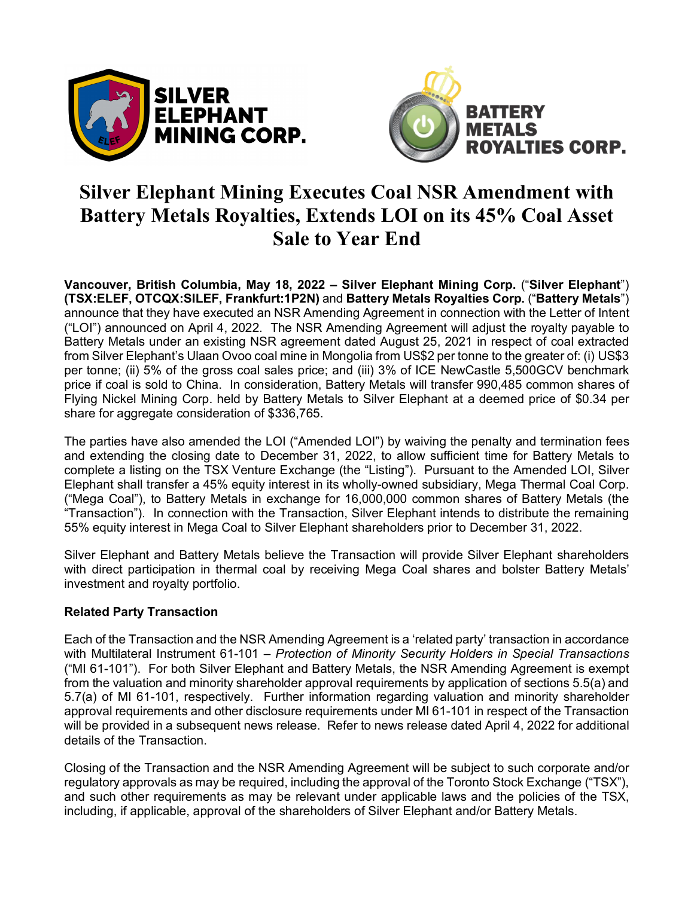# Silver Elephant Mining Executes Coal NSR Amendment with Battery Metals Royalties, Extends LOI on its 45% Coal Asset Sale to Year End

**Vancouver, British Columbia, May 18, 2022 – Silver Elephant Mining Corp.** ("**Silver Elephant**") **(TSX:ELEF, OTCQX:SILEF, Frankfurt:1P2N)** and **Battery Metals Royalties Corp.** ("**Battery Metals**") announce that they have executed an NSR Amending Agreement in connection with the Letter of Intent ("LOI") announced on April 4, 2022. The NSR Amending Agreement will adjust the royalty payable to Battery Metals under an existing NSR agreement dated August 25, 2021 in respect of coal extracted from Silver Elephant's Ulaan Ovoo coal mine in Mongolia from US$2 per tonne to the greater of: (i) US$3 per tonne; (ii) 5% of the gross coal sales price; and (iii) 3% of ICE NewCastle 5,500GCV benchmark price if coal is sold to China. In consideration, Battery Metals will transfer 990,485 common shares of Flying Nickel Mining Corp. held by Battery Metals to Silver Elephant at a deemed price of $0.34 per share for aggregate consideration of $336,765.

The parties have also amended the LOI ("Amended LOI") by waiving the penalty and termination fees and extending the closing date to December 31, 2022, to allow sufficient time for Battery Metals to complete a listing on the TSX Venture Exchange (the "Listing"). Pursuant to the Amended LOI, Silver Elephant shall transfer a 45% equity interest in its wholly-owned subsidiary, Mega Thermal Coal Corp. ("Mega Coal"), to Battery Metals in exchange for 16,000,000 common shares of Battery Metals (the "Transaction"). In connection with the Transaction, Silver Elephant intends to distribute the remaining 55% equity interest in Mega Coal to Silver Elephant shareholders prior to December 31, 2022.

Silver Elephant and Battery Metals believe the Transaction will provide Silver Elephant shareholders with direct participation in thermal coal by receiving Mega Coal shares and bolster Battery Metals' investment and royalty portfolio.

**Related Party Transaction**

Each of the Transaction and the NSR Amending Agreement is a 'related party' transaction in accordance with Multilateral Instrument 61-101 – *Protection of Minority Security Holders in Special Transactions* ("MI 61-101"). For both Silver Elephant and Battery Metals, the NSR Amending Agreement is exempt from the valuation and minority shareholder approval requirements by application of sections 5.5(a) and 5.7(a) of MI 61-101, respectively. Further information regarding valuation and minority shareholder approval requirements and other disclosure requirements under MI 61-101 in respect of the Transaction will be provided in a subsequent news release. Refer to news release dated April 4, 2022 for additional details of the Transaction.

Closing of the Transaction and the NSR Amending Agreement will be subject to such corporate and/or regulatory approvals as may be required, including the approval of the Toronto Stock Exchange ("TSX"), and such other requirements as may be relevant under applicable laws and the policies of the TSX, including, if applicable, approval of the shareholders of Silver Elephant and/or Battery Metals.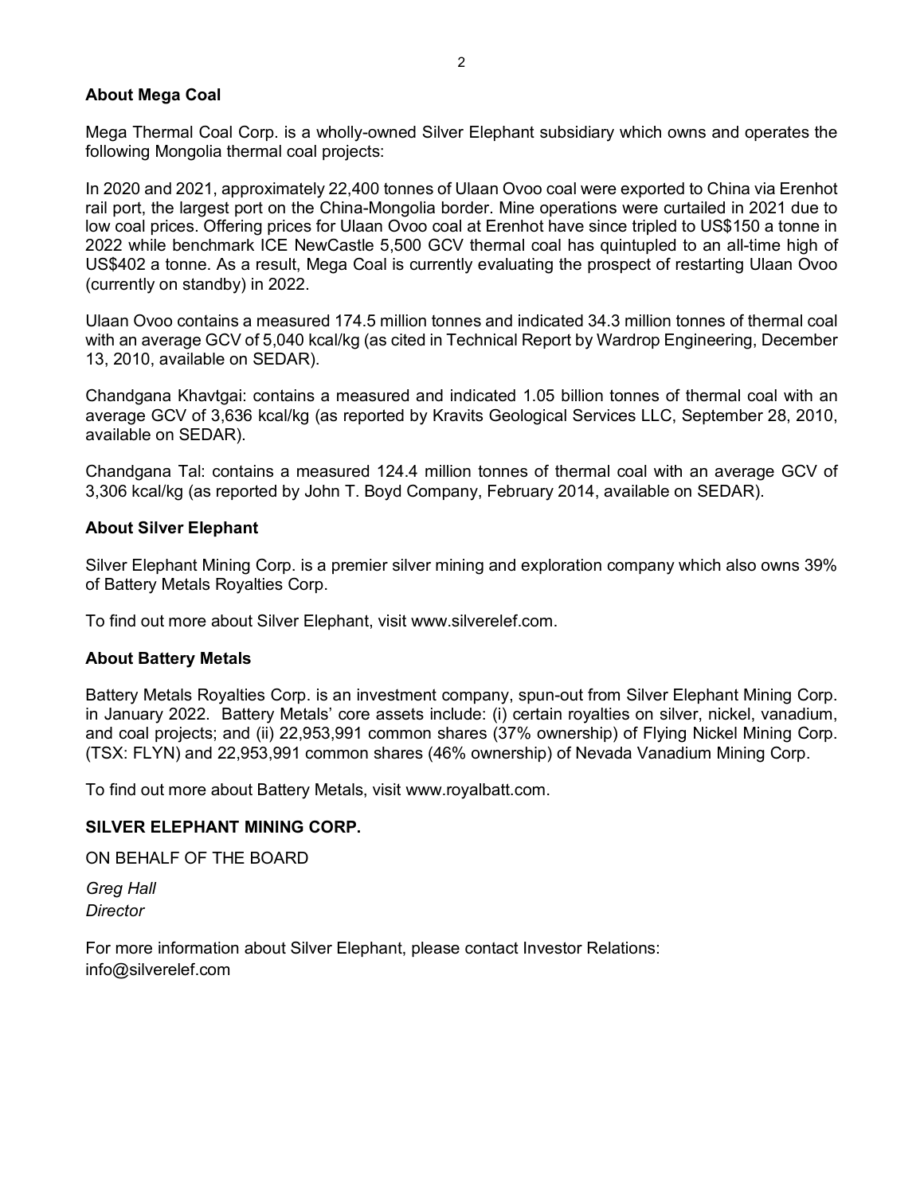**About Mega Coal**

Mega Thermal Coal Corp. is a wholly-owned Silver Elephant subsidiary which owns and operates the following Mongolia thermal coal projects:

In 2020 and 2021, approximately 22,400 tonnes of Ulaan Ovoo coal were exported to China via Erenhot rail port, the largest port on the China-Mongolia border. Mine operations were curtailed in 2021 due to low coal prices. Offering prices for Ulaan Ovoo coal at Erenhot have since tripled to US$150 a tonne in 2022 while benchmark ICE NewCastle 5,500 GCV thermal coal has quintupled to an all-time high of US$402 a tonne. As a result, Mega Coal is currently evaluating the prospect of restarting Ulaan Ovoo (currently on standby) in 2022.

Ulaan Ovoo contains a measured 174.5 million tonnes and indicated 34.3 million tonnes of thermal coal with an average GCV of 5,040 kcal/kg (as cited in Technical Report by Wardrop Engineering, December 13, 2010, available on SEDAR).

Chandgana Khavtgai: contains a measured and indicated 1.05 billion tonnes of thermal coal with an average GCV of 3,636 kcal/kg (as reported by Kravits Geological Services LLC, September 28, 2010, available on SEDAR).

Chandgana Tal: contains a measured 124.4 million tonnes of thermal coal with an average GCV of 3,306 kcal/kg (as reported by John T. Boyd Company, February 2014, available on SEDAR).

**About Silver Elephant**

Silver Elephant Mining Corp. is a premier silver mining and exploration company which also owns 39% of Battery Metals Royalties Corp.

To find out more about Silver Elephant, visit www.silverelef.com.

**About Battery Metals**

Battery Metals Royalties Corp. is an investment company, spun-out from Silver Elephant Mining Corp. in January 2022. Battery Metals' core assets include: (i) certain royalties on silver, nickel, vanadium, and coal projects; and (ii) 22,953,991 common shares (37% ownership) of Flying Nickel Mining Corp. (TSX: FLYN) and 22,953,991 common shares (46% ownership) of Nevada Vanadium Mining Corp.

To find out more about Battery Metals, visit www.royalbatt.com.

**SILVER ELEPHANT MINING CORP.**

ON BEHALF OF THE BOARD

*Greg Hall*
*Director*

For more information about Silver Elephant, please contact Investor Relations:
info@silverelef.com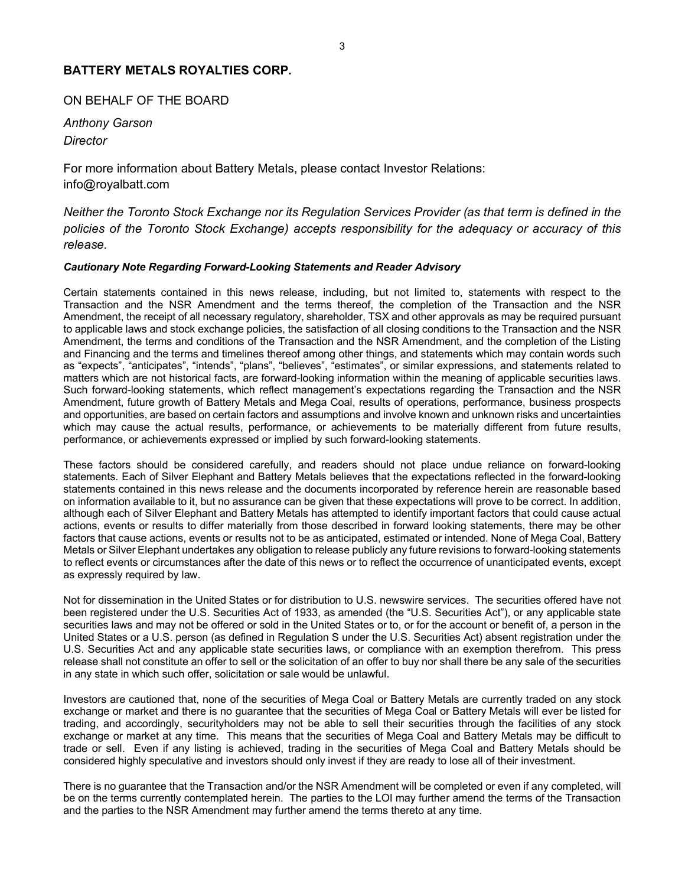**BATTERY METALS ROYALTIES CORP.**

ON BEHALF OF THE BOARD

*Anthony Garson*
*Director*

For more information about Battery Metals, please contact Investor Relations:
info@royalbatt.com

*Neither the Toronto Stock Exchange nor its Regulation Services Provider (as that term is defined in the policies of the Toronto Stock Exchange) accepts responsibility for the adequacy or accuracy of this release.*

***Cautionary Note Regarding Forward-Looking Statements and Reader Advisory***

Certain statements contained in this news release, including, but not limited to, statements with respect to the Transaction and the NSR Amendment and the terms thereof, the completion of the Transaction and the NSR Amendment, the receipt of all necessary regulatory, shareholder, TSX and other approvals as may be required pursuant to applicable laws and stock exchange policies, the satisfaction of all closing conditions to the Transaction and the NSR Amendment, the terms and conditions of the Transaction and the NSR Amendment, and the completion of the Listing and Financing and the terms and timelines thereof among other things, and statements which may contain words such as "expects", "anticipates", "intends", "plans", "believes", "estimates", or similar expressions, and statements related to matters which are not historical facts, are forward-looking information within the meaning of applicable securities laws. Such forward-looking statements, which reflect management's expectations regarding the Transaction and the NSR Amendment, future growth of Battery Metals and Mega Coal, results of operations, performance, business prospects and opportunities, are based on certain factors and assumptions and involve known and unknown risks and uncertainties which may cause the actual results, performance, or achievements to be materially different from future results, performance, or achievements expressed or implied by such forward-looking statements.

These factors should be considered carefully, and readers should not place undue reliance on forward-looking statements. Each of Silver Elephant and Battery Metals believes that the expectations reflected in the forward-looking statements contained in this news release and the documents incorporated by reference herein are reasonable based on information available to it, but no assurance can be given that these expectations will prove to be correct. In addition, although each of Silver Elephant and Battery Metals has attempted to identify important factors that could cause actual actions, events or results to differ materially from those described in forward looking statements, there may be other factors that cause actions, events or results not to be as anticipated, estimated or intended. None of Mega Coal, Battery Metals or Silver Elephant undertakes any obligation to release publicly any future revisions to forward-looking statements to reflect events or circumstances after the date of this news or to reflect the occurrence of unanticipated events, except as expressly required by law.

Not for dissemination in the United States or for distribution to U.S. newswire services. The securities offered have not been registered under the U.S. Securities Act of 1933, as amended (the "U.S. Securities Act"), or any applicable state securities laws and may not be offered or sold in the United States or to, or for the account or benefit of, a person in the United States or a U.S. person (as defined in Regulation S under the U.S. Securities Act) absent registration under the U.S. Securities Act and any applicable state securities laws, or compliance with an exemption therefrom. This press release shall not constitute an offer to sell or the solicitation of an offer to buy nor shall there be any sale of the securities in any state in which such offer, solicitation or sale would be unlawful.

Investors are cautioned that, none of the securities of Mega Coal or Battery Metals are currently traded on any stock exchange or market and there is no guarantee that the securities of Mega Coal or Battery Metals will ever be listed for trading, and accordingly, securityholders may not be able to sell their securities through the facilities of any stock exchange or market at any time. This means that the securities of Mega Coal and Battery Metals may be difficult to trade or sell. Even if any listing is achieved, trading in the securities of Mega Coal and Battery Metals should be considered highly speculative and investors should only invest if they are ready to lose all of their investment.

There is no guarantee that the Transaction and/or the NSR Amendment will be completed or even if any completed, will be on the terms currently contemplated herein. The parties to the LOI may further amend the terms of the Transaction and the parties to the NSR Amendment may further amend the terms thereto at any time.